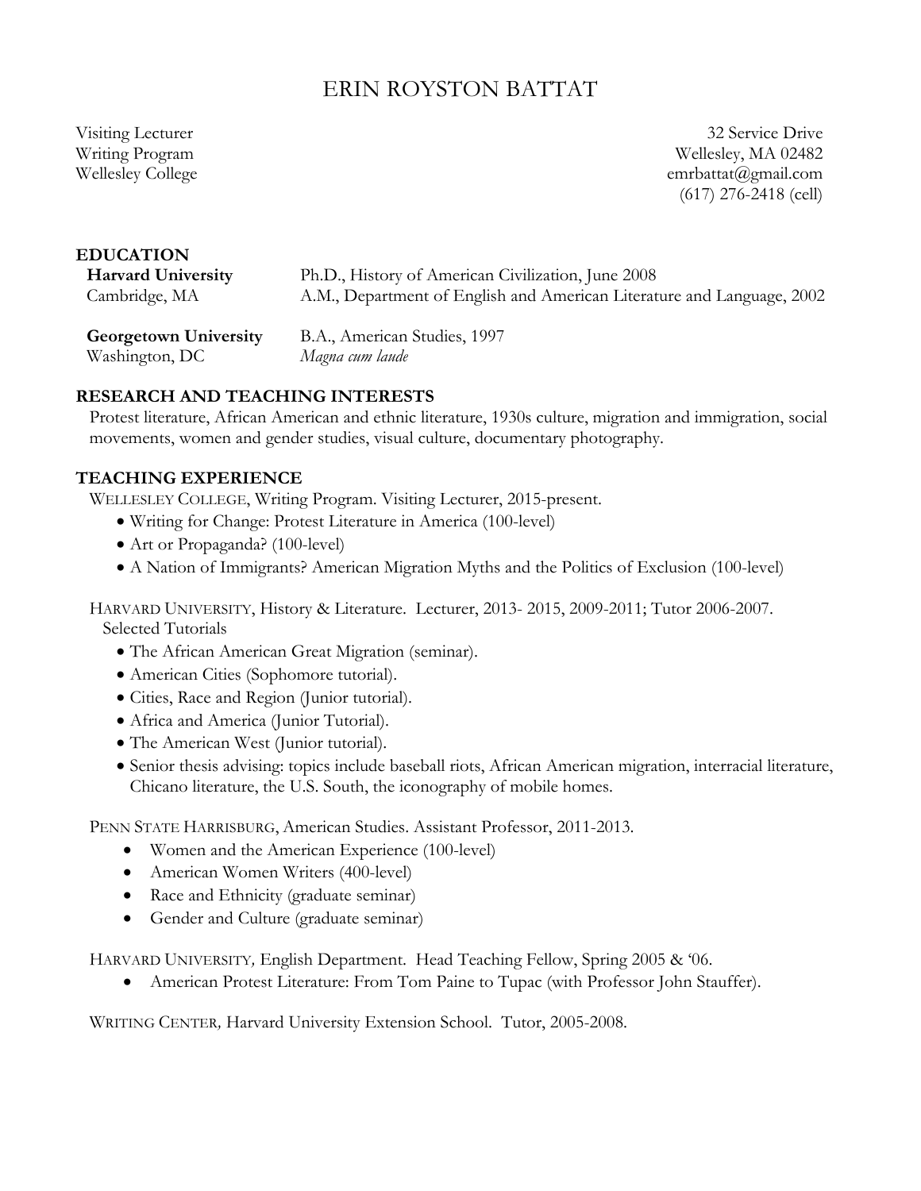# ERIN ROYSTON BATTAT

Visiting Lecturer
Writing Program
Wellesley College

32 Service Drive
Wellesley, MA 02482
emrbattat@gmail.com
(617) 276-2418 (cell)

## EDUCATION

**Harvard University**
Cambridge, MA
Ph.D., History of American Civilization, June 2008
A.M., Department of English and American Literature and Language, 2002

**Georgetown University**
Washington, DC
B.A., American Studies, 1997
*Magna cum laude*

## RESEARCH AND TEACHING INTERESTS

Protest literature, African American and ethnic literature, 1930s culture, migration and immigration, social movements, women and gender studies, visual culture, documentary photography.

## TEACHING EXPERIENCE

WELLESLEY COLLEGE, Writing Program. Visiting Lecturer, 2015-present.

- Writing for Change: Protest Literature in America (100-level)
- Art or Propaganda? (100-level)
- A Nation of Immigrants? American Migration Myths and the Politics of Exclusion (100-level)

HARVARD UNIVERSITY, History & Literature. Lecturer, 2013- 2015, 2009-2011; Tutor 2006-2007.
Selected Tutorials

- The African American Great Migration (seminar).
- American Cities (Sophomore tutorial).
- Cities, Race and Region (Junior tutorial).
- Africa and America (Junior Tutorial).
- The American West (Junior tutorial).
- Senior thesis advising: topics include baseball riots, African American migration, interracial literature, Chicano literature, the U.S. South, the iconography of mobile homes.

PENN STATE HARRISBURG, American Studies. Assistant Professor, 2011-2013.

- Women and the American Experience (100-level)
- American Women Writers (400-level)
- Race and Ethnicity (graduate seminar)
- Gender and Culture (graduate seminar)

HARVARD UNIVERSITY, English Department. Head Teaching Fellow, Spring 2005 & '06.

- American Protest Literature: From Tom Paine to Tupac (with Professor John Stauffer).

WRITING CENTER, Harvard University Extension School. Tutor, 2005-2008.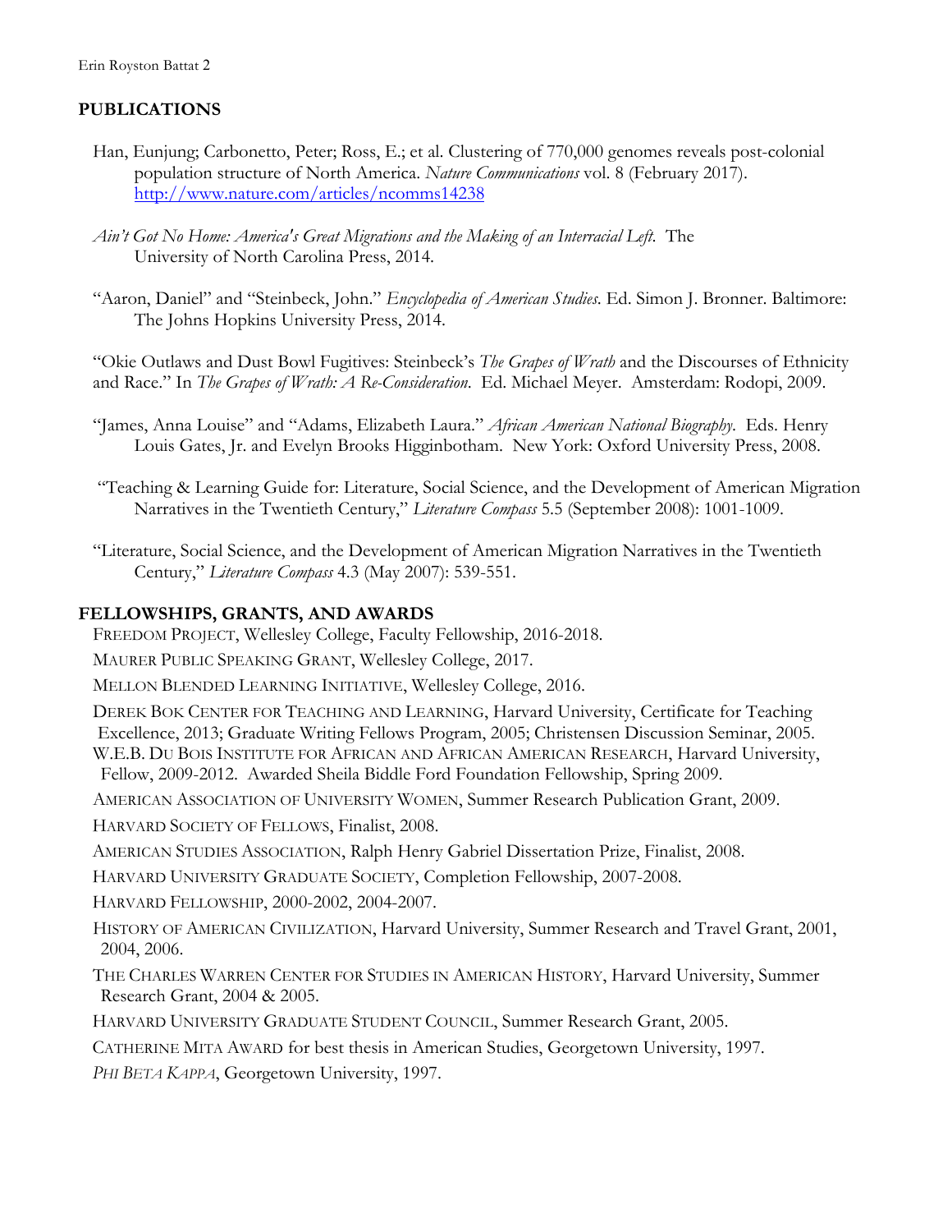## PUBLICATIONS

Han, Eunjung; Carbonetto, Peter; Ross, E.; et al. Clustering of 770,000 genomes reveals post-colonial population structure of North America. *Nature Communications* vol. 8 (February 2017). http://www.nature.com/articles/ncomms14238

*Ain't Got No Home: America's Great Migrations and the Making of an Interracial Left.* The University of North Carolina Press, 2014.

"Aaron, Daniel" and "Steinbeck, John." *Encyclopedia of American Studies.* Ed. Simon J. Bronner. Baltimore: The Johns Hopkins University Press, 2014.

"Okie Outlaws and Dust Bowl Fugitives: Steinbeck's *The Grapes of Wrath* and the Discourses of Ethnicity and Race." In *The Grapes of Wrath: A Re-Consideration*. Ed. Michael Meyer. Amsterdam: Rodopi, 2009.

"James, Anna Louise" and "Adams, Elizabeth Laura." *African American National Biography*. Eds. Henry Louis Gates, Jr. and Evelyn Brooks Higginbotham. New York: Oxford University Press, 2008.

"Teaching & Learning Guide for: Literature, Social Science, and the Development of American Migration Narratives in the Twentieth Century," *Literature Compass* 5.5 (September 2008): 1001-1009.

"Literature, Social Science, and the Development of American Migration Narratives in the Twentieth Century," *Literature Compass* 4.3 (May 2007): 539-551.

## FELLOWSHIPS, GRANTS, AND AWARDS

FREEDOM PROJECT, Wellesley College, Faculty Fellowship, 2016-2018.

MAURER PUBLIC SPEAKING GRANT, Wellesley College, 2017.

MELLON BLENDED LEARNING INITIATIVE, Wellesley College, 2016.

DEREK BOK CENTER FOR TEACHING AND LEARNING, Harvard University, Certificate for Teaching Excellence, 2013; Graduate Writing Fellows Program, 2005; Christensen Discussion Seminar, 2005.

W.E.B. DU BOIS INSTITUTE FOR AFRICAN AND AFRICAN AMERICAN RESEARCH, Harvard University, Fellow, 2009-2012. Awarded Sheila Biddle Ford Foundation Fellowship, Spring 2009.

AMERICAN ASSOCIATION OF UNIVERSITY WOMEN, Summer Research Publication Grant, 2009.

HARVARD SOCIETY OF FELLOWS, Finalist, 2008.

AMERICAN STUDIES ASSOCIATION, Ralph Henry Gabriel Dissertation Prize, Finalist, 2008.

HARVARD UNIVERSITY GRADUATE SOCIETY, Completion Fellowship, 2007-2008.

HARVARD FELLOWSHIP, 2000-2002, 2004-2007.

HISTORY OF AMERICAN CIVILIZATION, Harvard University, Summer Research and Travel Grant, 2001, 2004, 2006.

THE CHARLES WARREN CENTER FOR STUDIES IN AMERICAN HISTORY, Harvard University, Summer Research Grant, 2004 & 2005.

HARVARD UNIVERSITY GRADUATE STUDENT COUNCIL, Summer Research Grant, 2005.

CATHERINE MITA AWARD for best thesis in American Studies, Georgetown University, 1997.

*PHI BETA KAPPA*, Georgetown University, 1997.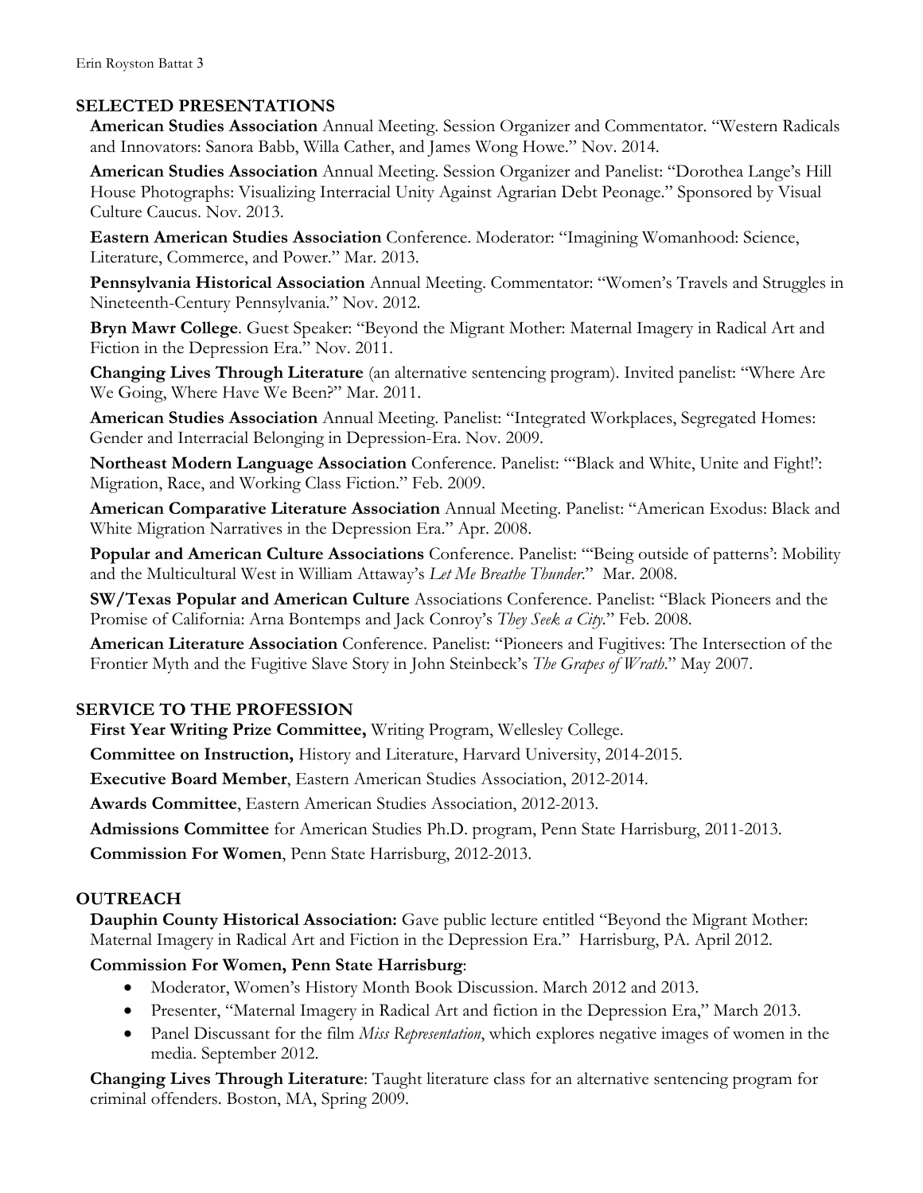## SELECTED PRESENTATIONS

**American Studies Association** Annual Meeting. Session Organizer and Commentator. "Western Radicals and Innovators: Sanora Babb, Willa Cather, and James Wong Howe." Nov. 2014.

**American Studies Association** Annual Meeting. Session Organizer and Panelist: "Dorothea Lange's Hill House Photographs: Visualizing Interracial Unity Against Agrarian Debt Peonage." Sponsored by Visual Culture Caucus. Nov. 2013.

**Eastern American Studies Association** Conference. Moderator: "Imagining Womanhood: Science, Literature, Commerce, and Power." Mar. 2013.

**Pennsylvania Historical Association** Annual Meeting. Commentator: "Women's Travels and Struggles in Nineteenth-Century Pennsylvania." Nov. 2012.

**Bryn Mawr College**. Guest Speaker: "Beyond the Migrant Mother: Maternal Imagery in Radical Art and Fiction in the Depression Era." Nov. 2011.

**Changing Lives Through Literature** (an alternative sentencing program). Invited panelist: "Where Are We Going, Where Have We Been?" Mar. 2011.

**American Studies Association** Annual Meeting. Panelist: "Integrated Workplaces, Segregated Homes: Gender and Interracial Belonging in Depression-Era. Nov. 2009.

**Northeast Modern Language Association** Conference. Panelist: "'Black and White, Unite and Fight!': Migration, Race, and Working Class Fiction." Feb. 2009.

**American Comparative Literature Association** Annual Meeting. Panelist: "American Exodus: Black and White Migration Narratives in the Depression Era." Apr. 2008.

**Popular and American Culture Associations** Conference. Panelist: "'Being outside of patterns': Mobility and the Multicultural West in William Attaway's *Let Me Breathe Thunder*." Mar. 2008.

**SW/Texas Popular and American Culture** Associations Conference. Panelist: "Black Pioneers and the Promise of California: Arna Bontemps and Jack Conroy's *They Seek a City*." Feb. 2008.

**American Literature Association** Conference. Panelist: "Pioneers and Fugitives: The Intersection of the Frontier Myth and the Fugitive Slave Story in John Steinbeck's *The Grapes of Wrath*." May 2007.

## SERVICE TO THE PROFESSION

**First Year Writing Prize Committee,** Writing Program, Wellesley College.

**Committee on Instruction,** History and Literature, Harvard University, 2014-2015.

**Executive Board Member**, Eastern American Studies Association, 2012-2014.

**Awards Committee**, Eastern American Studies Association, 2012-2013.

**Admissions Committee** for American Studies Ph.D. program, Penn State Harrisburg, 2011-2013.

**Commission For Women**, Penn State Harrisburg, 2012-2013.

## OUTREACH

**Dauphin County Historical Association:** Gave public lecture entitled "Beyond the Migrant Mother: Maternal Imagery in Radical Art and Fiction in the Depression Era." Harrisburg, PA. April 2012.

**Commission For Women, Penn State Harrisburg**:

- Moderator, Women's History Month Book Discussion. March 2012 and 2013.
- Presenter, "Maternal Imagery in Radical Art and fiction in the Depression Era," March 2013.
- Panel Discussant for the film *Miss Representation*, which explores negative images of women in the media. September 2012.

**Changing Lives Through Literature**: Taught literature class for an alternative sentencing program for criminal offenders. Boston, MA, Spring 2009.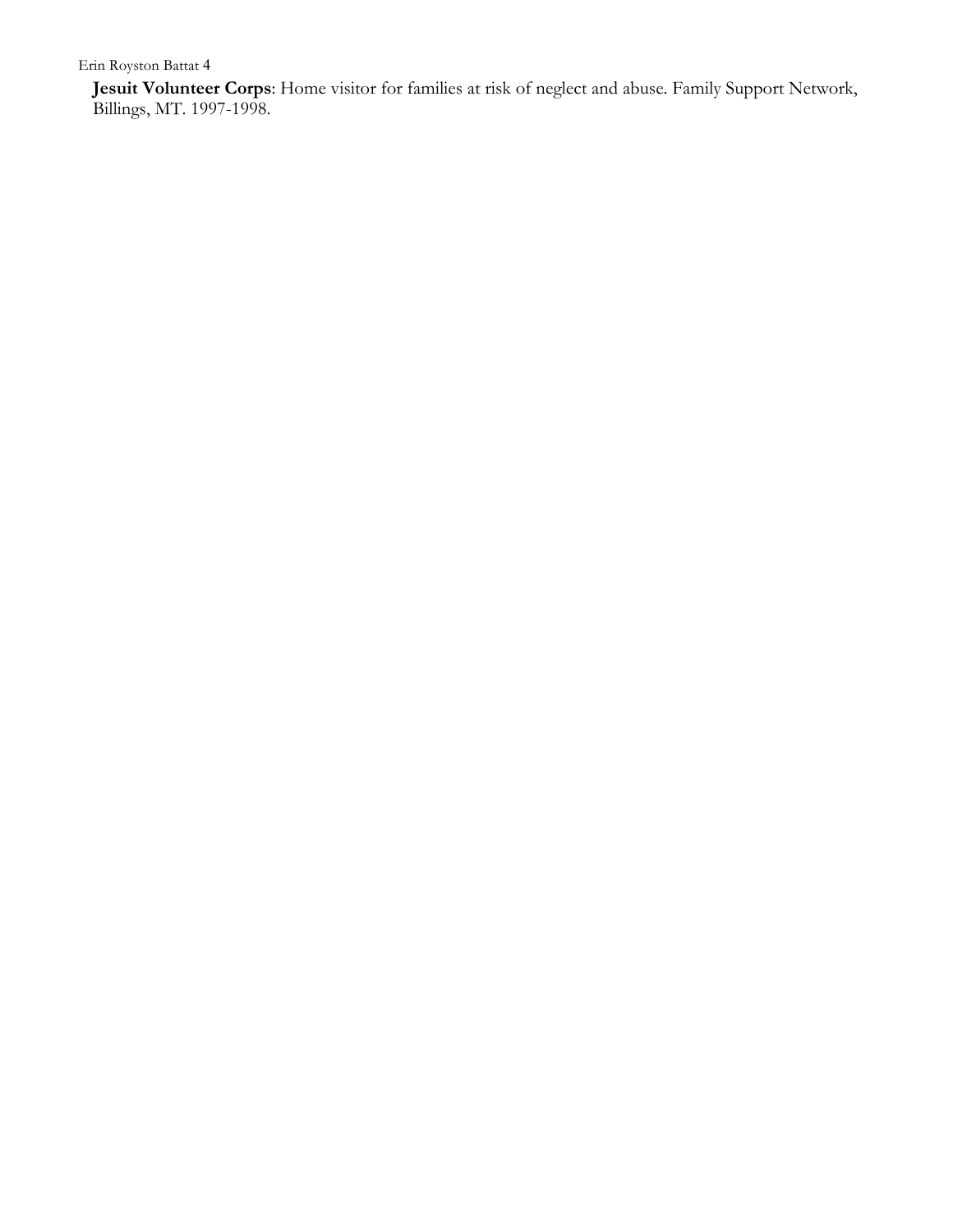**Jesuit Volunteer Corps**: Home visitor for families at risk of neglect and abuse. Family Support Network, Billings, MT. 1997-1998.